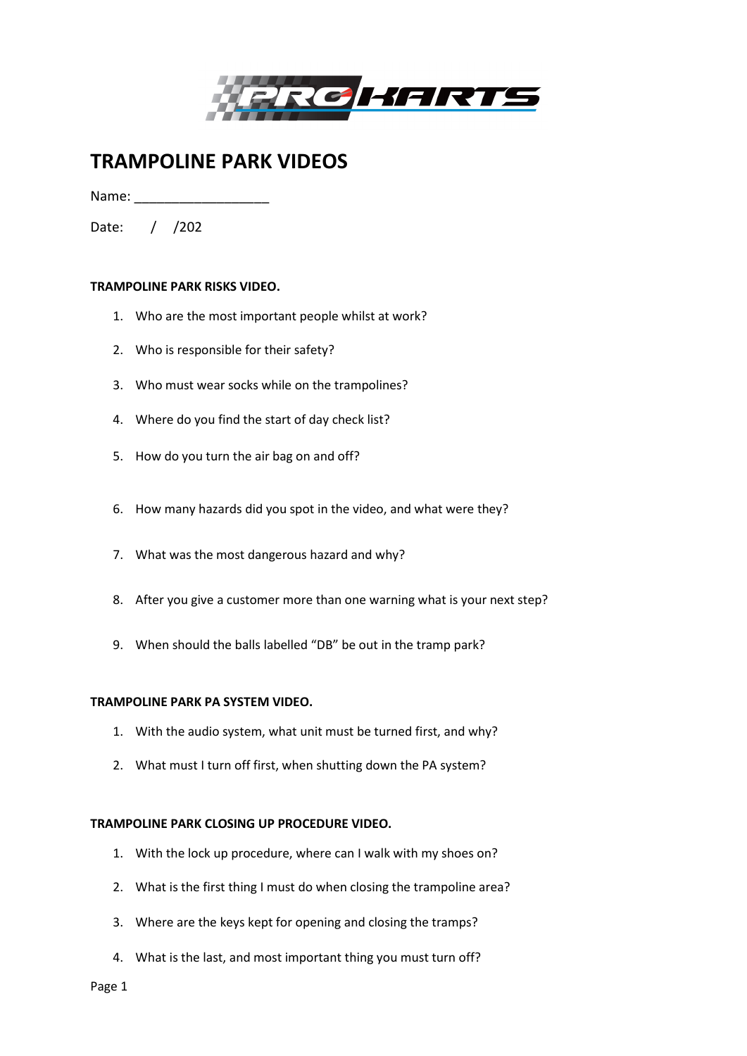# TRAMPOLINE PARK VIDEOS

Name: ___________________

Date: / /202

**TRAMPOLINE PARK RISKS VIDEO.**

1. Who are the most important people whilst at work?
2. Who is responsible for their safety?
3. Who must wear socks while on the trampolines?
4. Where do you find the start of day check list?
5. How do you turn the air bag on and off?
6. How many hazards did you spot in the video, and what were they?
7. What was the most dangerous hazard and why?
8. After you give a customer more than one warning what is your next step?
9. When should the balls labelled "DB" be out in the tramp park?

**TRAMPOLINE PARK PA SYSTEM VIDEO.**

1. With the audio system, what unit must be turned first, and why?
2. What must I turn off first, when shutting down the PA system?

**TRAMPOLINE PARK CLOSING UP PROCEDURE VIDEO.**

1. With the lock up procedure, where can I walk with my shoes on?
2. What is the first thing I must do when closing the trampoline area?
3. Where are the keys kept for opening and closing the tramps?
4. What is the last, and most important thing you must turn off?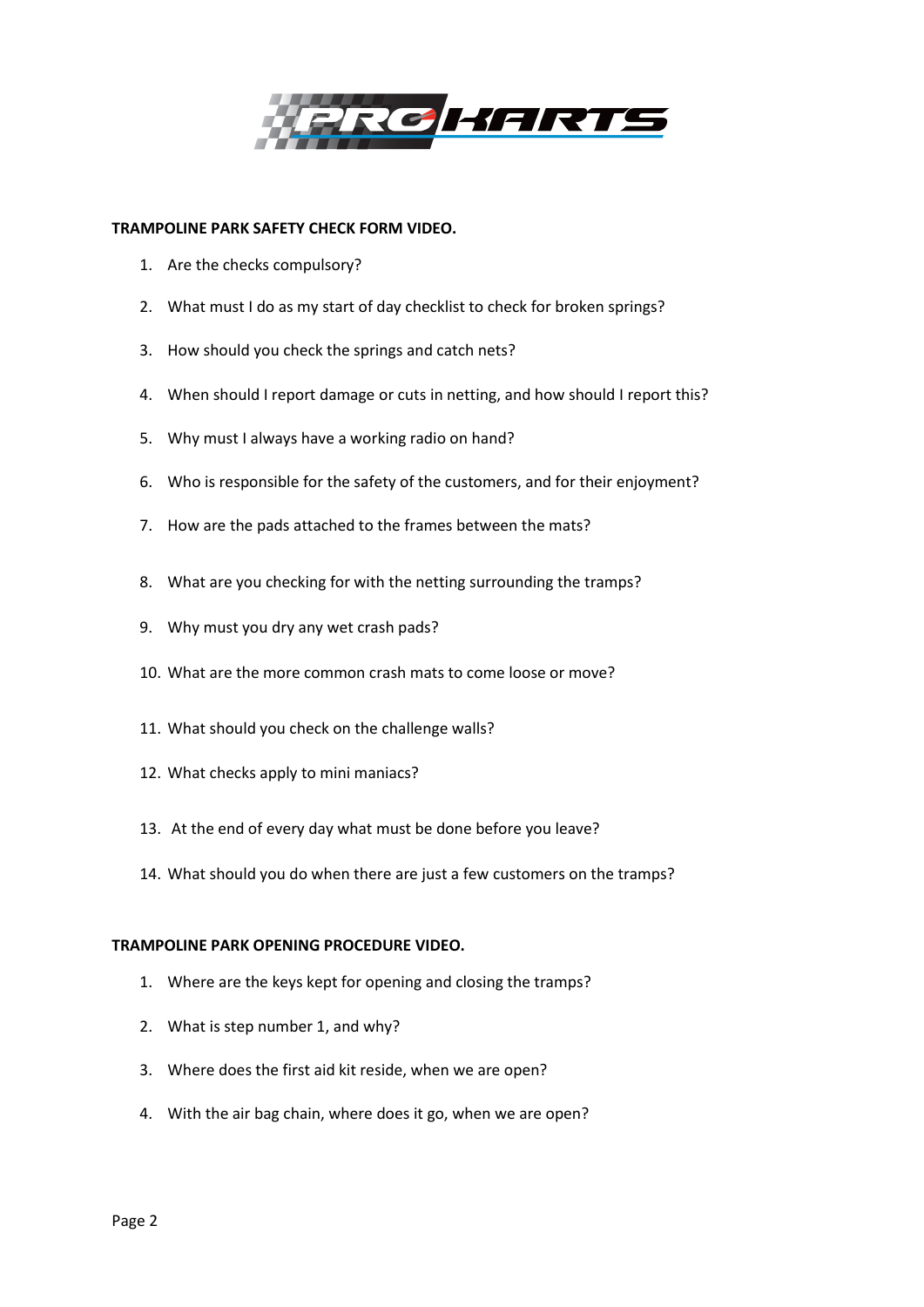**TRAMPOLINE PARK SAFETY CHECK FORM VIDEO.**

1. Are the checks compulsory?
2. What must I do as my start of day checklist to check for broken springs?
3. How should you check the springs and catch nets?
4. When should I report damage or cuts in netting, and how should I report this?
5. Why must I always have a working radio on hand?
6. Who is responsible for the safety of the customers, and for their enjoyment?
7. How are the pads attached to the frames between the mats?
8. What are you checking for with the netting surrounding the tramps?
9. Why must you dry any wet crash pads?
10. What are the more common crash mats to come loose or move?
11. What should you check on the challenge walls?
12. What checks apply to mini maniacs?
13. At the end of every day what must be done before you leave?
14. What should you do when there are just a few customers on the tramps?

**TRAMPOLINE PARK OPENING PROCEDURE VIDEO.**

1. Where are the keys kept for opening and closing the tramps?
2. What is step number 1, and why?
3. Where does the first aid kit reside, when we are open?
4. With the air bag chain, where does it go, when we are open?